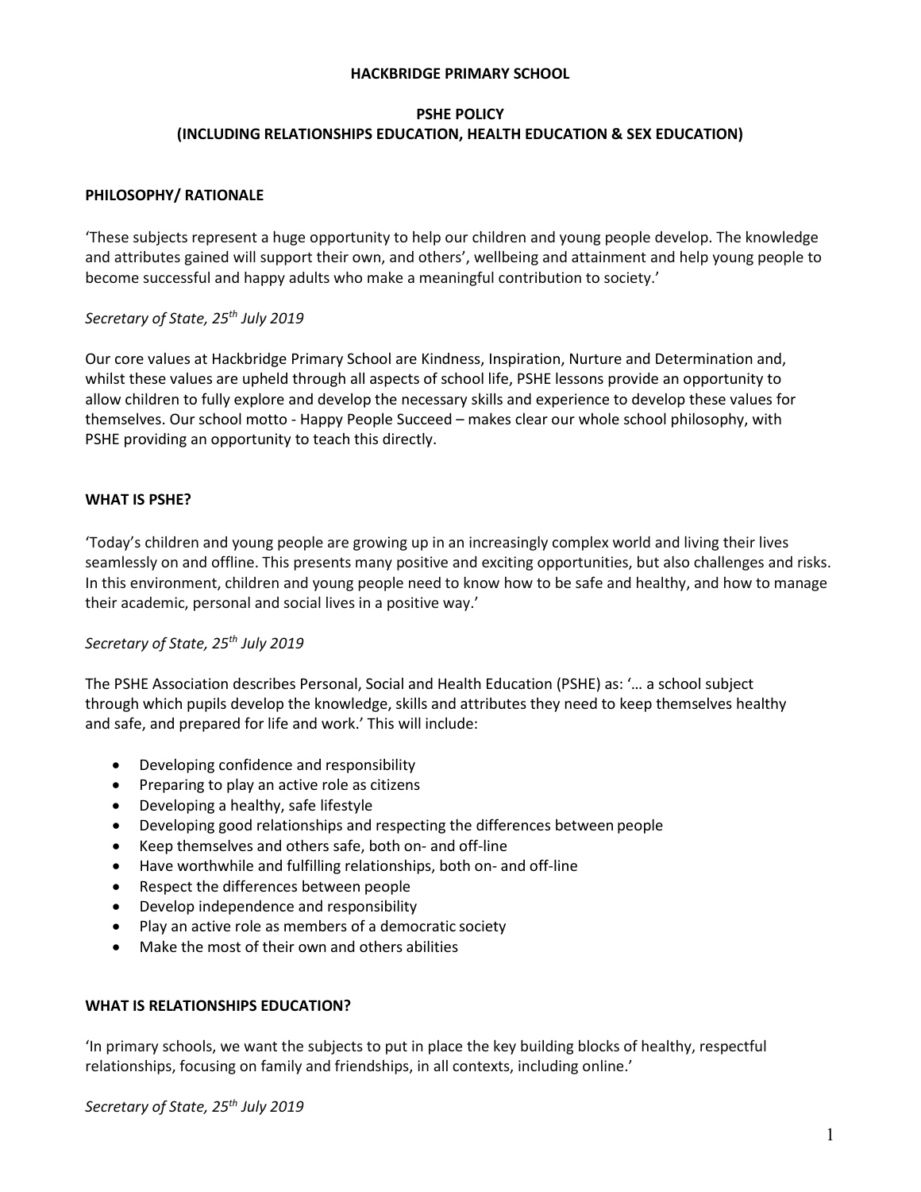**HACKBRIDGE PRIMARY SCHOOL**

# PSHE POLICY
## (INCLUDING RELATIONSHIPS EDUCATION, HEALTH EDUCATION & SEX EDUCATION)

### PHILOSOPHY/ RATIONALE

'These subjects represent a huge opportunity to help our children and young people develop. The knowledge and attributes gained will support their own, and others', wellbeing and attainment and help young people to become successful and happy adults who make a meaningful contribution to society.'

*Secretary of State, 25th July 2019*

Our core values at Hackbridge Primary School are Kindness, Inspiration, Nurture and Determination and, whilst these values are upheld through all aspects of school life, PSHE lessons provide an opportunity to allow children to fully explore and develop the necessary skills and experience to develop these values for themselves. Our school motto - Happy People Succeed – makes clear our whole school philosophy, with PSHE providing an opportunity to teach this directly.

### WHAT IS PSHE?

'Today's children and young people are growing up in an increasingly complex world and living their lives seamlessly on and offline. This presents many positive and exciting opportunities, but also challenges and risks. In this environment, children and young people need to know how to be safe and healthy, and how to manage their academic, personal and social lives in a positive way.'

*Secretary of State, 25th July 2019*

The PSHE Association describes Personal, Social and Health Education (PSHE) as: '… a school subject through which pupils develop the knowledge, skills and attributes they need to keep themselves healthy and safe, and prepared for life and work.' This will include:

- Developing confidence and responsibility
- Preparing to play an active role as citizens
- Developing a healthy, safe lifestyle
- Developing good relationships and respecting the differences between people
- Keep themselves and others safe, both on- and off-line
- Have worthwhile and fulfilling relationships, both on- and off-line
- Respect the differences between people
- Develop independence and responsibility
- Play an active role as members of a democratic society
- Make the most of their own and others abilities

### WHAT IS RELATIONSHIPS EDUCATION?

'In primary schools, we want the subjects to put in place the key building blocks of healthy, respectful relationships, focusing on family and friendships, in all contexts, including online.'

*Secretary of State, 25th July 2019*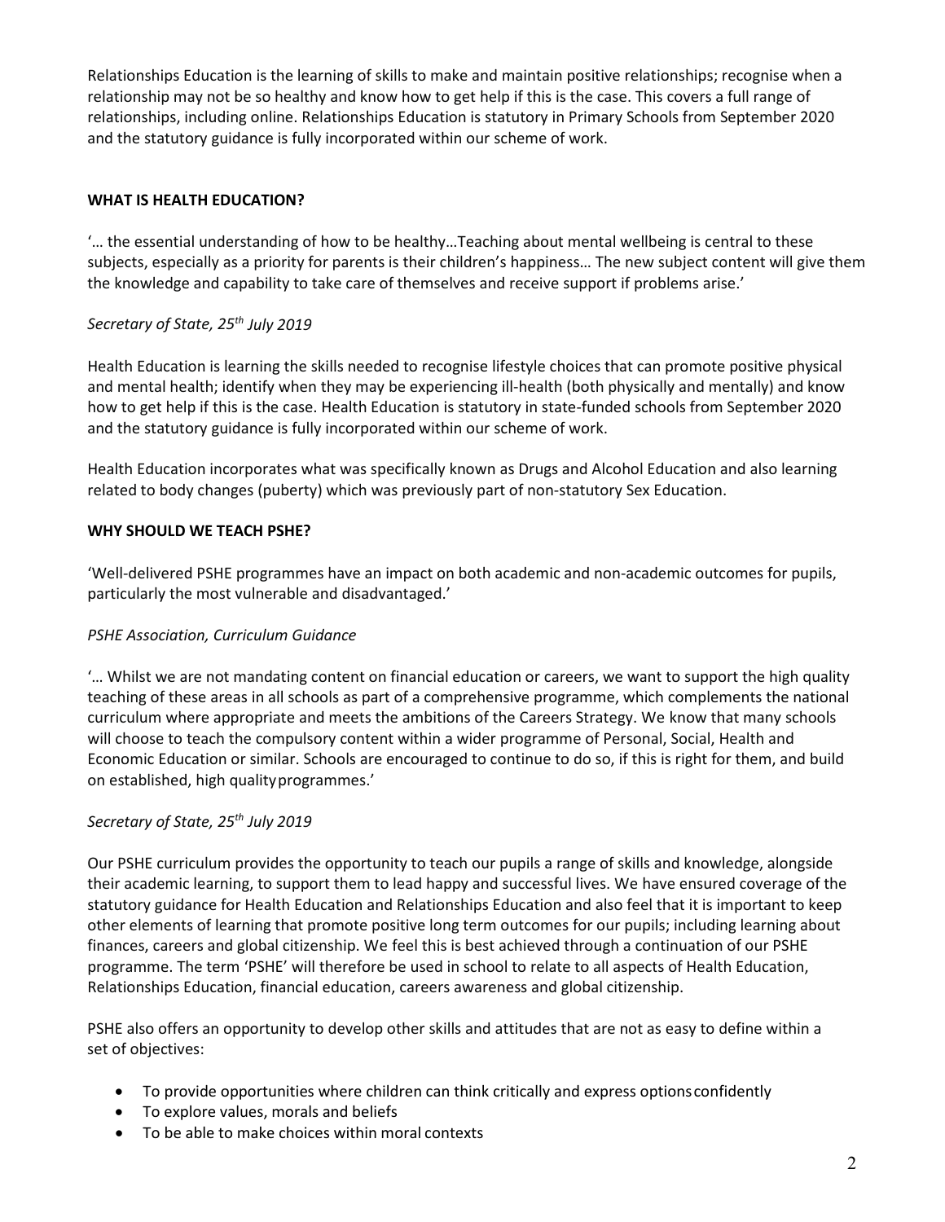Relationships Education is the learning of skills to make and maintain positive relationships; recognise when a relationship may not be so healthy and know how to get help if this is the case. This covers a full range of relationships, including online. Relationships Education is statutory in Primary Schools from September 2020 and the statutory guidance is fully incorporated within our scheme of work.

## WHAT IS HEALTH EDUCATION?

'… the essential understanding of how to be healthy…Teaching about mental wellbeing is central to these subjects, especially as a priority for parents is their children's happiness… The new subject content will give them the knowledge and capability to take care of themselves and receive support if problems arise.'

*Secretary of State, 25th July 2019*

Health Education is learning the skills needed to recognise lifestyle choices that can promote positive physical and mental health; identify when they may be experiencing ill-health (both physically and mentally) and know how to get help if this is the case. Health Education is statutory in state-funded schools from September 2020 and the statutory guidance is fully incorporated within our scheme of work.

Health Education incorporates what was specifically known as Drugs and Alcohol Education and also learning related to body changes (puberty) which was previously part of non-statutory Sex Education.

## WHY SHOULD WE TEACH PSHE?

'Well-delivered PSHE programmes have an impact on both academic and non-academic outcomes for pupils, particularly the most vulnerable and disadvantaged.'

*PSHE Association, Curriculum Guidance*

'… Whilst we are not mandating content on financial education or careers, we want to support the high quality teaching of these areas in all schools as part of a comprehensive programme, which complements the national curriculum where appropriate and meets the ambitions of the Careers Strategy. We know that many schools will choose to teach the compulsory content within a wider programme of Personal, Social, Health and Economic Education or similar. Schools are encouraged to continue to do so, if this is right for them, and build on established, high quality programmes.'

*Secretary of State, 25th July 2019*

Our PSHE curriculum provides the opportunity to teach our pupils a range of skills and knowledge, alongside their academic learning, to support them to lead happy and successful lives. We have ensured coverage of the statutory guidance for Health Education and Relationships Education and also feel that it is important to keep other elements of learning that promote positive long term outcomes for our pupils; including learning about finances, careers and global citizenship. We feel this is best achieved through a continuation of our PSHE programme. The term 'PSHE' will therefore be used in school to relate to all aspects of Health Education, Relationships Education, financial education, careers awareness and global citizenship.

PSHE also offers an opportunity to develop other skills and attitudes that are not as easy to define within a set of objectives:

- To provide opportunities where children can think critically and express options confidently
- To explore values, morals and beliefs
- To be able to make choices within moral contexts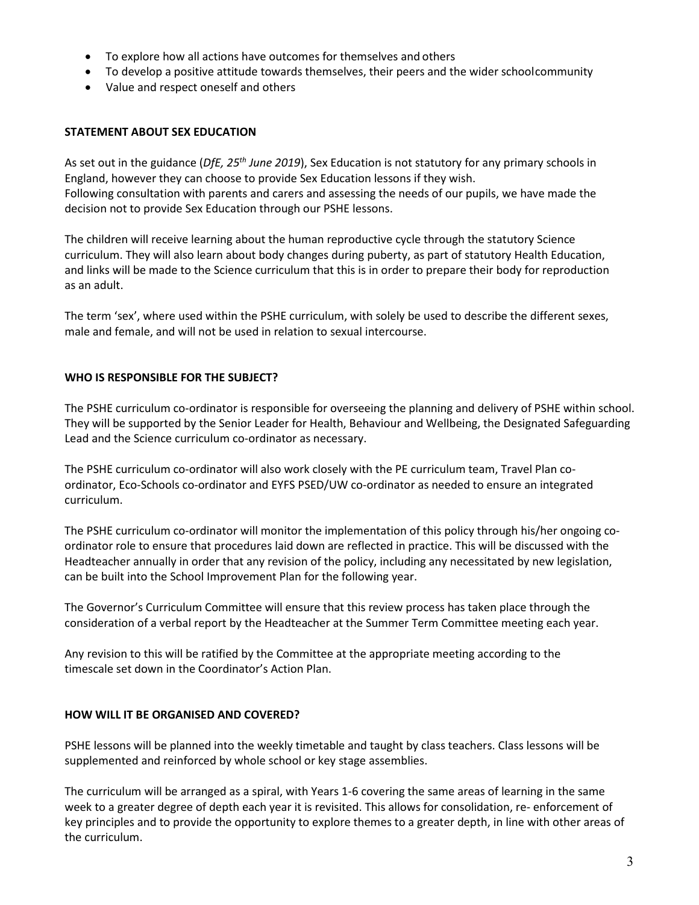- To explore how all actions have outcomes for themselves and others
- To develop a positive attitude towards themselves, their peers and the wider school community
- Value and respect oneself and others

## STATEMENT ABOUT SEX EDUCATION

As set out in the guidance (*DfE, 25th June 2019*), Sex Education is not statutory for any primary schools in England, however they can choose to provide Sex Education lessons if they wish.
Following consultation with parents and carers and assessing the needs of our pupils, we have made the decision not to provide Sex Education through our PSHE lessons.

The children will receive learning about the human reproductive cycle through the statutory Science curriculum. They will also learn about body changes during puberty, as part of statutory Health Education, and links will be made to the Science curriculum that this is in order to prepare their body for reproduction as an adult.

The term 'sex', where used within the PSHE curriculum, with solely be used to describe the different sexes, male and female, and will not be used in relation to sexual intercourse.

## WHO IS RESPONSIBLE FOR THE SUBJECT?

The PSHE curriculum co-ordinator is responsible for overseeing the planning and delivery of PSHE within school. They will be supported by the Senior Leader for Health, Behaviour and Wellbeing, the Designated Safeguarding Lead and the Science curriculum co-ordinator as necessary.

The PSHE curriculum co-ordinator will also work closely with the PE curriculum team, Travel Plan co-ordinator, Eco-Schools co-ordinator and EYFS PSED/UW co-ordinator as needed to ensure an integrated curriculum.

The PSHE curriculum co-ordinator will monitor the implementation of this policy through his/her ongoing co-ordinator role to ensure that procedures laid down are reflected in practice. This will be discussed with the Headteacher annually in order that any revision of the policy, including any necessitated by new legislation, can be built into the School Improvement Plan for the following year.

The Governor's Curriculum Committee will ensure that this review process has taken place through the consideration of a verbal report by the Headteacher at the Summer Term Committee meeting each year.

Any revision to this will be ratified by the Committee at the appropriate meeting according to the timescale set down in the Coordinator's Action Plan.

## HOW WILL IT BE ORGANISED AND COVERED?

PSHE lessons will be planned into the weekly timetable and taught by class teachers. Class lessons will be supplemented and reinforced by whole school or key stage assemblies.

The curriculum will be arranged as a spiral, with Years 1-6 covering the same areas of learning in the same week to a greater degree of depth each year it is revisited. This allows for consolidation, re- enforcement of key principles and to provide the opportunity to explore themes to a greater depth, in line with other areas of the curriculum.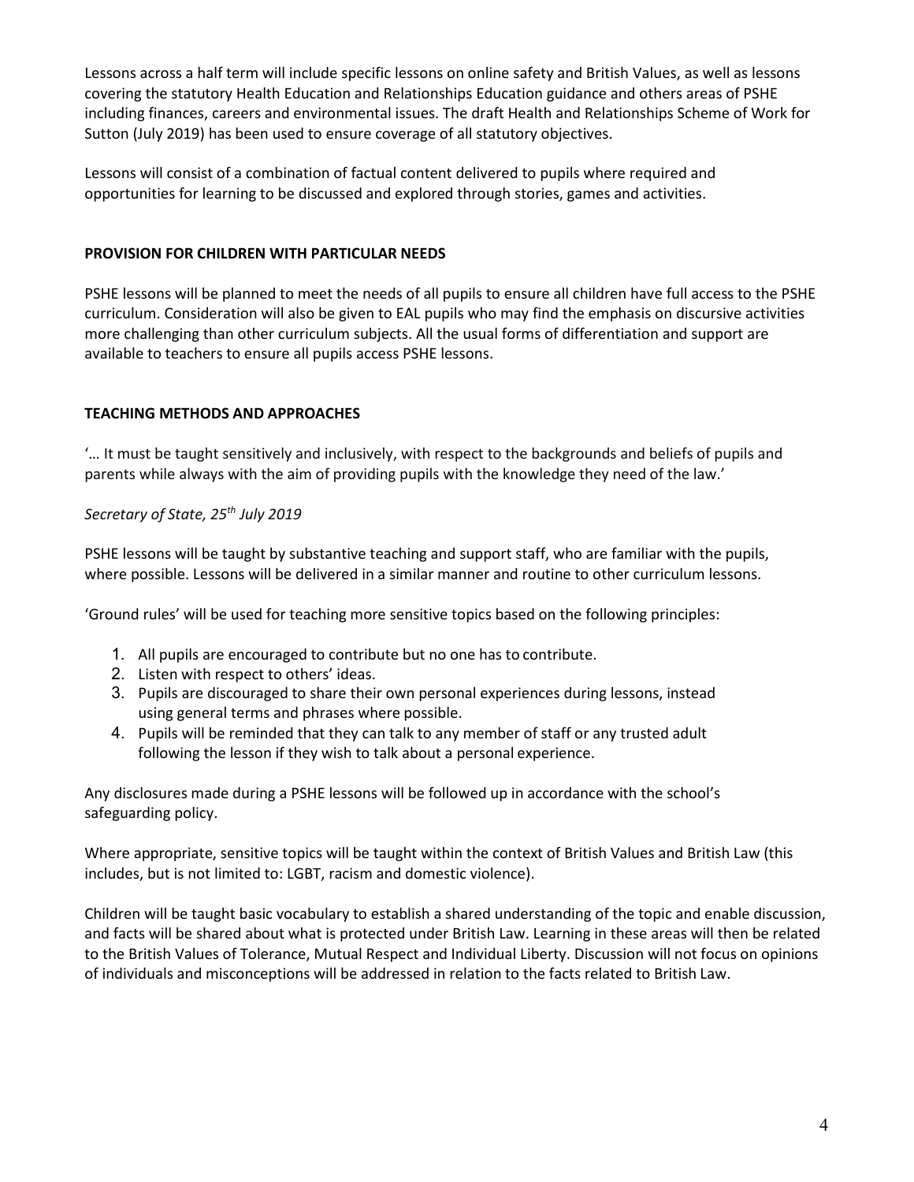Lessons across a half term will include specific lessons on online safety and British Values, as well as lessons covering the statutory Health Education and Relationships Education guidance and others areas of PSHE including finances, careers and environmental issues. The draft Health and Relationships Scheme of Work for Sutton (July 2019) has been used to ensure coverage of all statutory objectives.

Lessons will consist of a combination of factual content delivered to pupils where required and opportunities for learning to be discussed and explored through stories, games and activities.

**PROVISION FOR CHILDREN WITH PARTICULAR NEEDS**

PSHE lessons will be planned to meet the needs of all pupils to ensure all children have full access to the PSHE curriculum. Consideration will also be given to EAL pupils who may find the emphasis on discursive activities more challenging than other curriculum subjects. All the usual forms of differentiation and support are available to teachers to ensure all pupils access PSHE lessons.

**TEACHING METHODS AND APPROACHES**

'… It must be taught sensitively and inclusively, with respect to the backgrounds and beliefs of pupils and parents while always with the aim of providing pupils with the knowledge they need of the law.'

*Secretary of State, 25th July 2019*

PSHE lessons will be taught by substantive teaching and support staff, who are familiar with the pupils, where possible. Lessons will be delivered in a similar manner and routine to other curriculum lessons.

'Ground rules' will be used for teaching more sensitive topics based on the following principles:

1. All pupils are encouraged to contribute but no one has to contribute.
2. Listen with respect to others' ideas.
3. Pupils are discouraged to share their own personal experiences during lessons, instead using general terms and phrases where possible.
4. Pupils will be reminded that they can talk to any member of staff or any trusted adult following the lesson if they wish to talk about a personal experience.

Any disclosures made during a PSHE lessons will be followed up in accordance with the school's safeguarding policy.

Where appropriate, sensitive topics will be taught within the context of British Values and British Law (this includes, but is not limited to: LGBT, racism and domestic violence).

Children will be taught basic vocabulary to establish a shared understanding of the topic and enable discussion, and facts will be shared about what is protected under British Law. Learning in these areas will then be related to the British Values of Tolerance, Mutual Respect and Individual Liberty. Discussion will not focus on opinions of individuals and misconceptions will be addressed in relation to the facts related to British Law.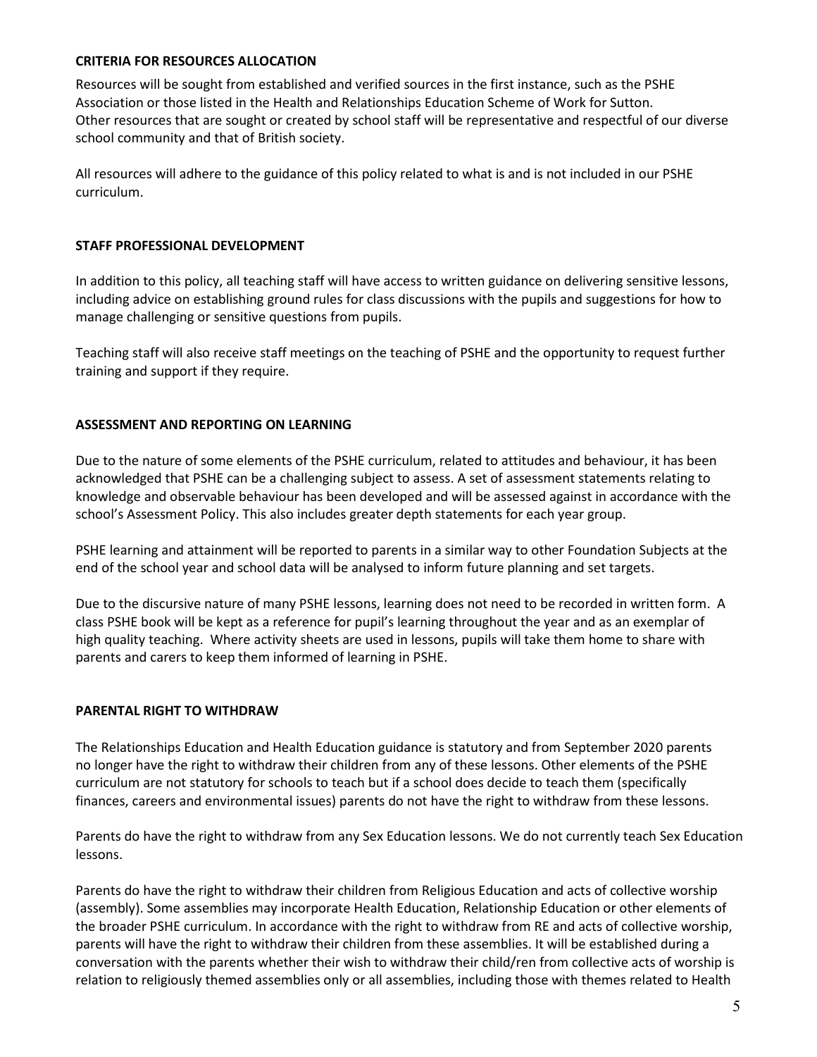## CRITERIA FOR RESOURCES ALLOCATION

Resources will be sought from established and verified sources in the first instance, such as the PSHE Association or those listed in the Health and Relationships Education Scheme of Work for Sutton. Other resources that are sought or created by school staff will be representative and respectful of our diverse school community and that of British society.

All resources will adhere to the guidance of this policy related to what is and is not included in our PSHE curriculum.

## STAFF PROFESSIONAL DEVELOPMENT

In addition to this policy, all teaching staff will have access to written guidance on delivering sensitive lessons, including advice on establishing ground rules for class discussions with the pupils and suggestions for how to manage challenging or sensitive questions from pupils.

Teaching staff will also receive staff meetings on the teaching of PSHE and the opportunity to request further training and support if they require.

## ASSESSMENT AND REPORTING ON LEARNING

Due to the nature of some elements of the PSHE curriculum, related to attitudes and behaviour, it has been acknowledged that PSHE can be a challenging subject to assess. A set of assessment statements relating to knowledge and observable behaviour has been developed and will be assessed against in accordance with the school's Assessment Policy. This also includes greater depth statements for each year group.

PSHE learning and attainment will be reported to parents in a similar way to other Foundation Subjects at the end of the school year and school data will be analysed to inform future planning and set targets.

Due to the discursive nature of many PSHE lessons, learning does not need to be recorded in written form. A class PSHE book will be kept as a reference for pupil's learning throughout the year and as an exemplar of high quality teaching. Where activity sheets are used in lessons, pupils will take them home to share with parents and carers to keep them informed of learning in PSHE.

## PARENTAL RIGHT TO WITHDRAW

The Relationships Education and Health Education guidance is statutory and from September 2020 parents no longer have the right to withdraw their children from any of these lessons. Other elements of the PSHE curriculum are not statutory for schools to teach but if a school does decide to teach them (specifically finances, careers and environmental issues) parents do not have the right to withdraw from these lessons.

Parents do have the right to withdraw from any Sex Education lessons. We do not currently teach Sex Education lessons.

Parents do have the right to withdraw their children from Religious Education and acts of collective worship (assembly). Some assemblies may incorporate Health Education, Relationship Education or other elements of the broader PSHE curriculum. In accordance with the right to withdraw from RE and acts of collective worship, parents will have the right to withdraw their children from these assemblies. It will be established during a conversation with the parents whether their wish to withdraw their child/ren from collective acts of worship is relation to religiously themed assemblies only or all assemblies, including those with themes related to Health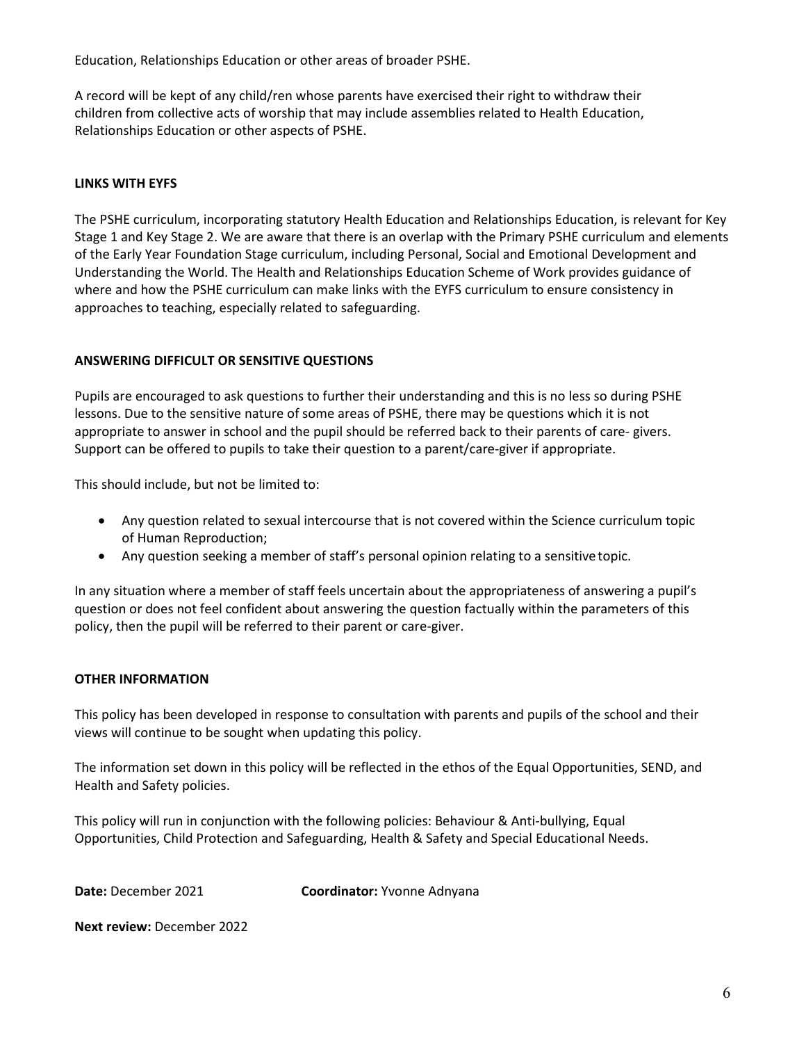Education, Relationships Education or other areas of broader PSHE.

A record will be kept of any child/ren whose parents have exercised their right to withdraw their children from collective acts of worship that may include assemblies related to Health Education, Relationships Education or other aspects of PSHE.

## LINKS WITH EYFS

The PSHE curriculum, incorporating statutory Health Education and Relationships Education, is relevant for Key Stage 1 and Key Stage 2. We are aware that there is an overlap with the Primary PSHE curriculum and elements of the Early Year Foundation Stage curriculum, including Personal, Social and Emotional Development and Understanding the World. The Health and Relationships Education Scheme of Work provides guidance of where and how the PSHE curriculum can make links with the EYFS curriculum to ensure consistency in approaches to teaching, especially related to safeguarding.

## ANSWERING DIFFICULT OR SENSITIVE QUESTIONS

Pupils are encouraged to ask questions to further their understanding and this is no less so during PSHE lessons. Due to the sensitive nature of some areas of PSHE, there may be questions which it is not appropriate to answer in school and the pupil should be referred back to their parents of care- givers. Support can be offered to pupils to take their question to a parent/care-giver if appropriate.

This should include, but not be limited to:

- Any question related to sexual intercourse that is not covered within the Science curriculum topic of Human Reproduction;
- Any question seeking a member of staff's personal opinion relating to a sensitive topic.

In any situation where a member of staff feels uncertain about the appropriateness of answering a pupil's question or does not feel confident about answering the question factually within the parameters of this policy, then the pupil will be referred to their parent or care-giver.

## OTHER INFORMATION

This policy has been developed in response to consultation with parents and pupils of the school and their views will continue to be sought when updating this policy.

The information set down in this policy will be reflected in the ethos of the Equal Opportunities, SEND, and Health and Safety policies.

This policy will run in conjunction with the following policies: Behaviour & Anti-bullying, Equal Opportunities, Child Protection and Safeguarding, Health & Safety and Special Educational Needs.

**Date:** December 2021 **Coordinator:** Yvonne Adnyana

**Next review:** December 2022